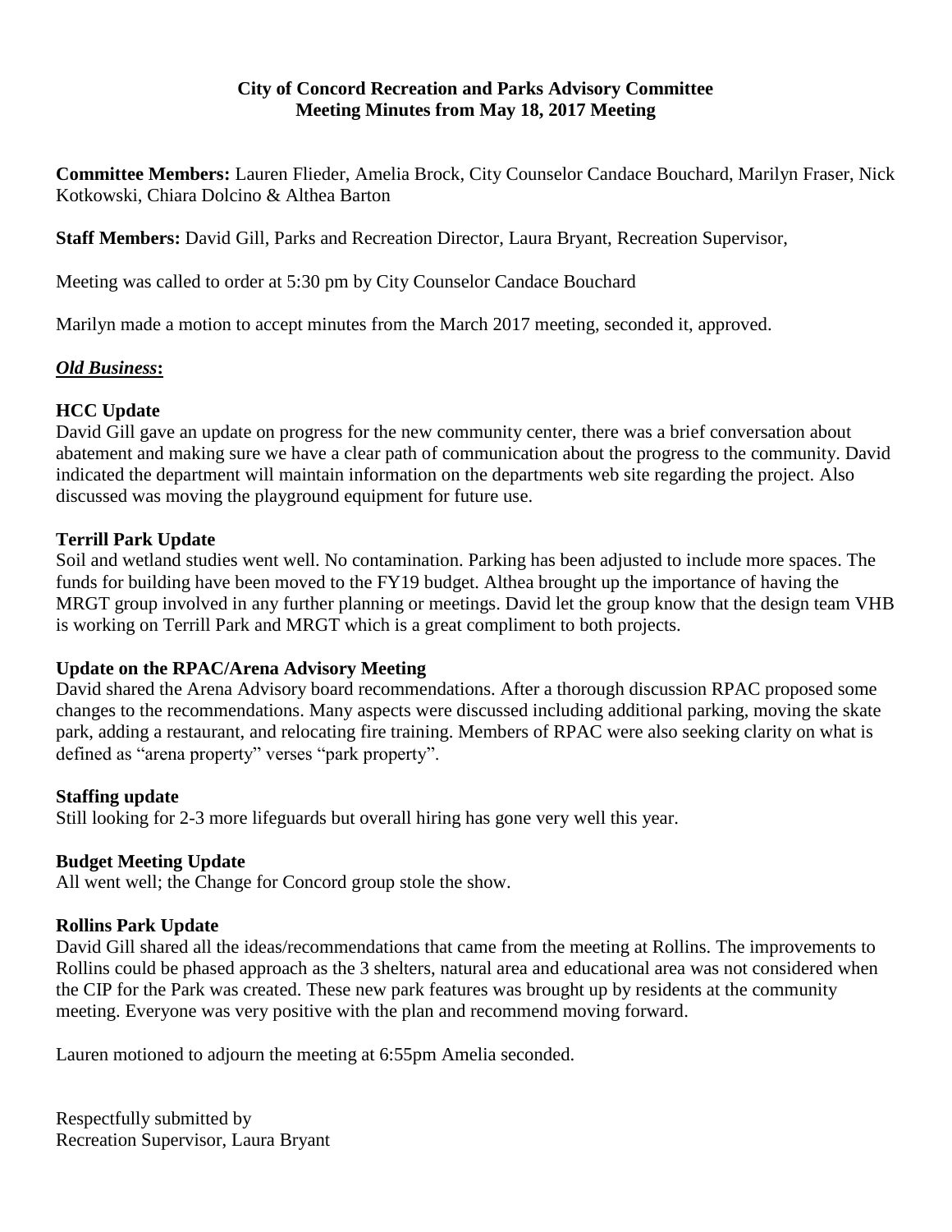**City of Concord Recreation and Parks Advisory Committee**
**Meeting Minutes from May 18, 2017 Meeting**

**Committee Members:** Lauren Flieder, Amelia Brock, City Counselor Candace Bouchard, Marilyn Fraser, Nick Kotkowski, Chiara Dolcino & Althea Barton

**Staff Members:** David Gill, Parks and Recreation Director, Laura Bryant, Recreation Supervisor,

Meeting was called to order at 5:30 pm by City Counselor Candace Bouchard

Marilyn made a motion to accept minutes from the March 2017 meeting, seconded it, approved.

***Old Business*:**

**HCC Update**

David Gill gave an update on progress for the new community center, there was a brief conversation about abatement and making sure we have a clear path of communication about the progress to the community. David indicated the department will maintain information on the departments web site regarding the project. Also discussed was moving the playground equipment for future use.

**Terrill Park Update**

Soil and wetland studies went well. No contamination. Parking has been adjusted to include more spaces. The funds for building have been moved to the FY19 budget. Althea brought up the importance of having the MRGT group involved in any further planning or meetings. David let the group know that the design team VHB is working on Terrill Park and MRGT which is a great compliment to both projects.

**Update on the RPAC/Arena Advisory Meeting**

David shared the Arena Advisory board recommendations. After a thorough discussion RPAC proposed some changes to the recommendations. Many aspects were discussed including additional parking, moving the skate park, adding a restaurant, and relocating fire training. Members of RPAC were also seeking clarity on what is defined as "arena property" verses "park property".

**Staffing update**

Still looking for 2-3 more lifeguards but overall hiring has gone very well this year.

**Budget Meeting Update**

All went well; the Change for Concord group stole the show.

**Rollins Park Update**

David Gill shared all the ideas/recommendations that came from the meeting at Rollins. The improvements to Rollins could be phased approach as the 3 shelters, natural area and educational area was not considered when the CIP for the Park was created. These new park features was brought up by residents at the community meeting. Everyone was very positive with the plan and recommend moving forward.

Lauren motioned to adjourn the meeting at 6:55pm Amelia seconded.

Respectfully submitted by
Recreation Supervisor, Laura Bryant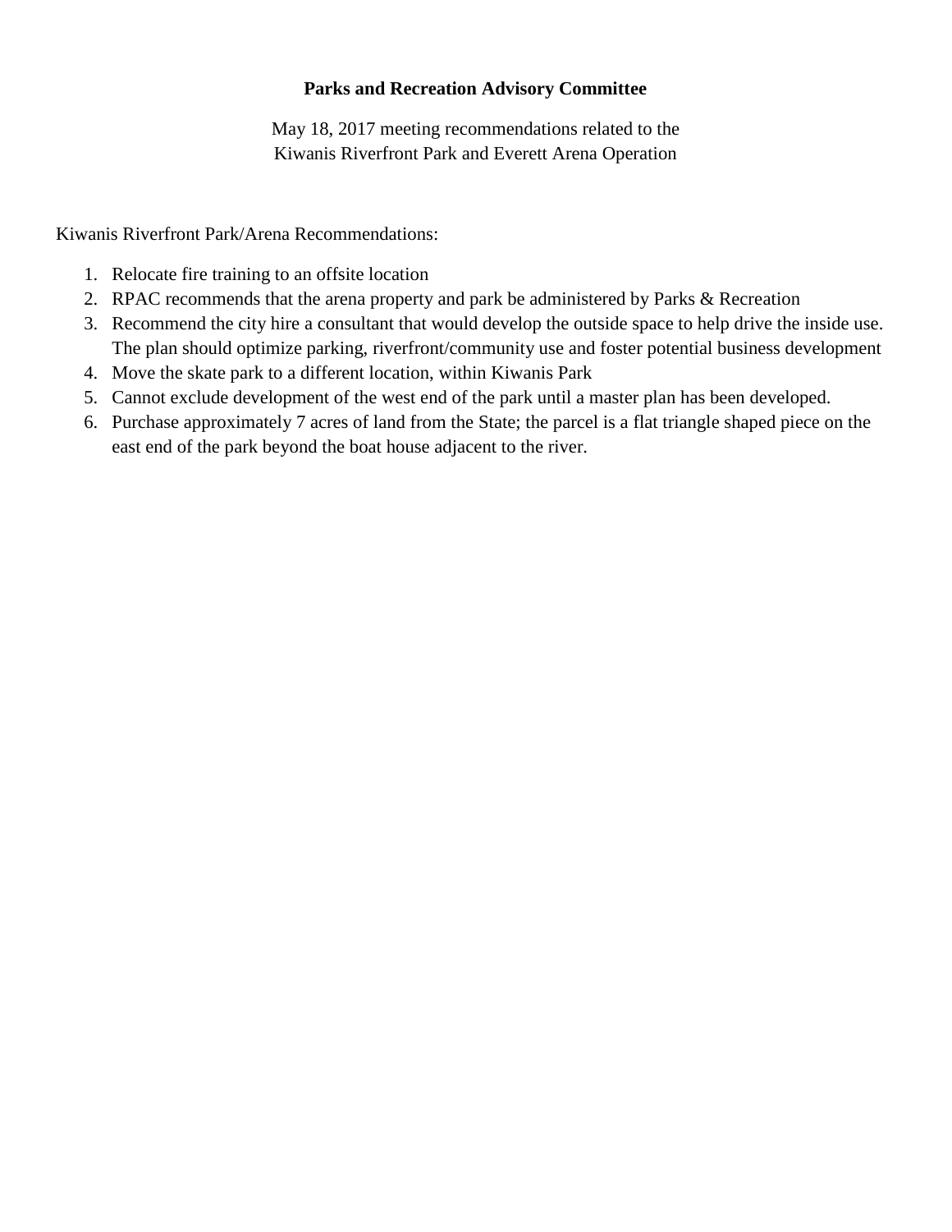**Parks and Recreation Advisory Committee**

May 18, 2017 meeting recommendations related to the
Kiwanis Riverfront Park and Everett Arena Operation

Kiwanis Riverfront Park/Arena Recommendations:

1. Relocate fire training to an offsite location
2. RPAC recommends that the arena property and park be administered by Parks & Recreation
3. Recommend the city hire a consultant that would develop the outside space to help drive the inside use. The plan should optimize parking, riverfront/community use and foster potential business development
4. Move the skate park to a different location, within Kiwanis Park
5. Cannot exclude development of the west end of the park until a master plan has been developed.
6. Purchase approximately 7 acres of land from the State; the parcel is a flat triangle shaped piece on the east end of the park beyond the boat house adjacent to the river.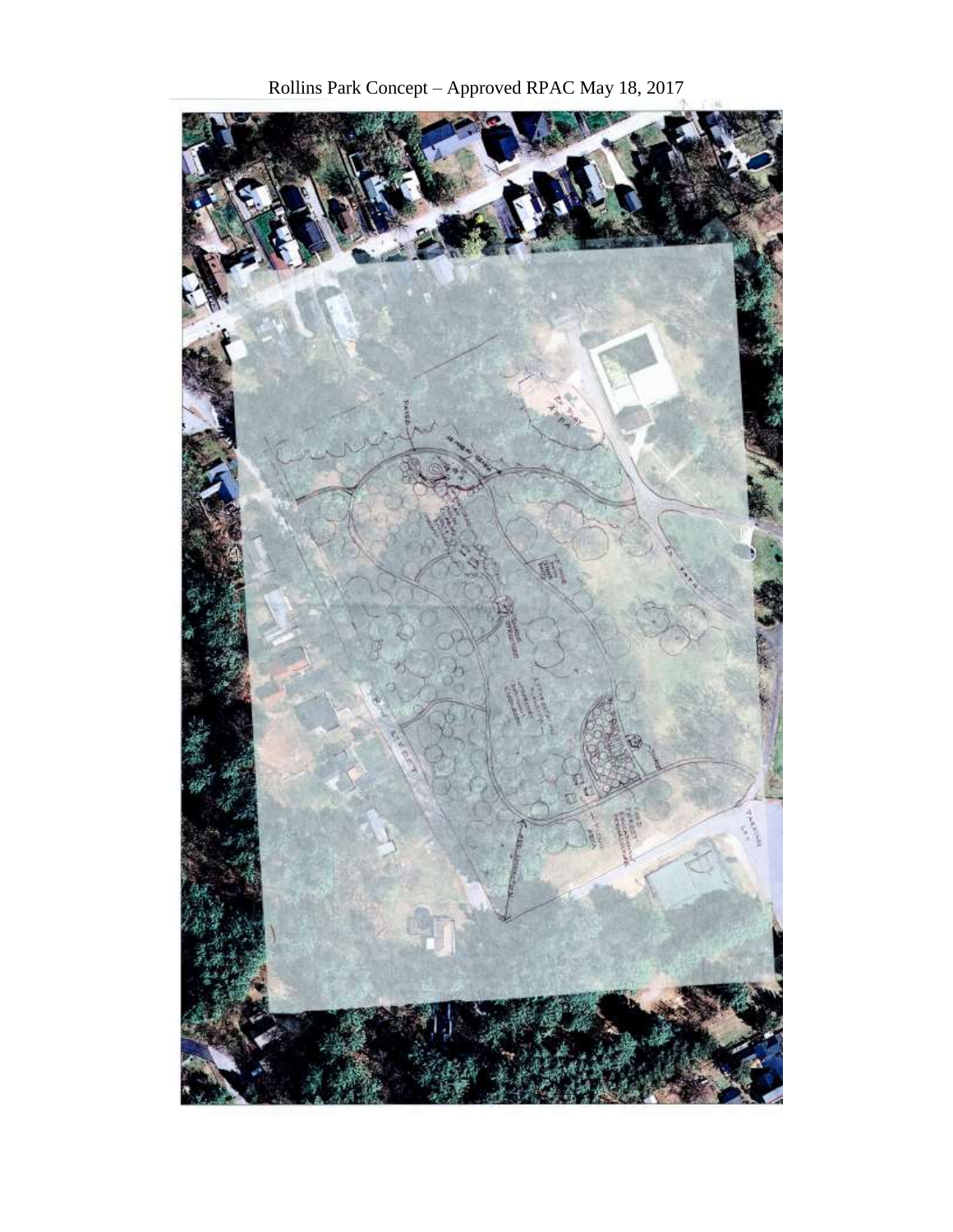Rollins Park Concept – Approved RPAC May 18, 2017